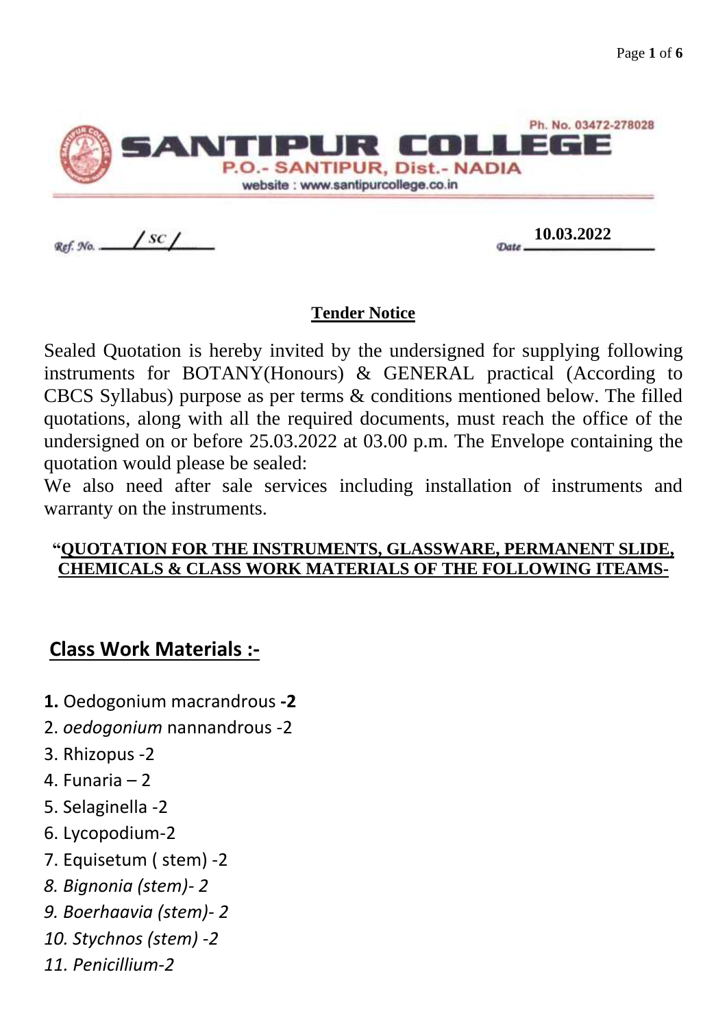# SANTIPUR COLLEGE

Ph. No. 03472-278028

P.O.- SANTIPUR, Dist.- NADIA

website : www.santipurcollege.co.in

Ref. No. / SC /

Date 10.03.2022

## Tender Notice

Sealed Quotation is hereby invited by the undersigned for supplying following instruments for BOTANY(Honours) & GENERAL practical (According to CBCS Syllabus) purpose as per terms & conditions mentioned below. The filled quotations, along with all the required documents, must reach the office of the undersigned on or before 25.03.2022 at 03.00 p.m. The Envelope containing the quotation would please be sealed:

We also need after sale services including installation of instruments and warranty on the instruments.

**"QUOTATION FOR THE INSTRUMENTS, GLASSWARE, PERMANENT SLIDE, CHEMICALS & CLASS WORK MATERIALS OF THE FOLLOWING ITEAMS-**

## Class Work Materials :-

**1.** Oedogonium macrandrous **-2**  
2. *oedogonium* nannandrous -2  
3. Rhizopus -2  
4. Funaria – 2  
5. Selaginella -2  
6. Lycopodium-2  
7. Equisetum ( stem) -2  
*8. Bignonia (stem)- 2*  
*9. Boerhaavia (stem)- 2*  
*10. Stychnos (stem) -2*  
*11. Penicillium-2*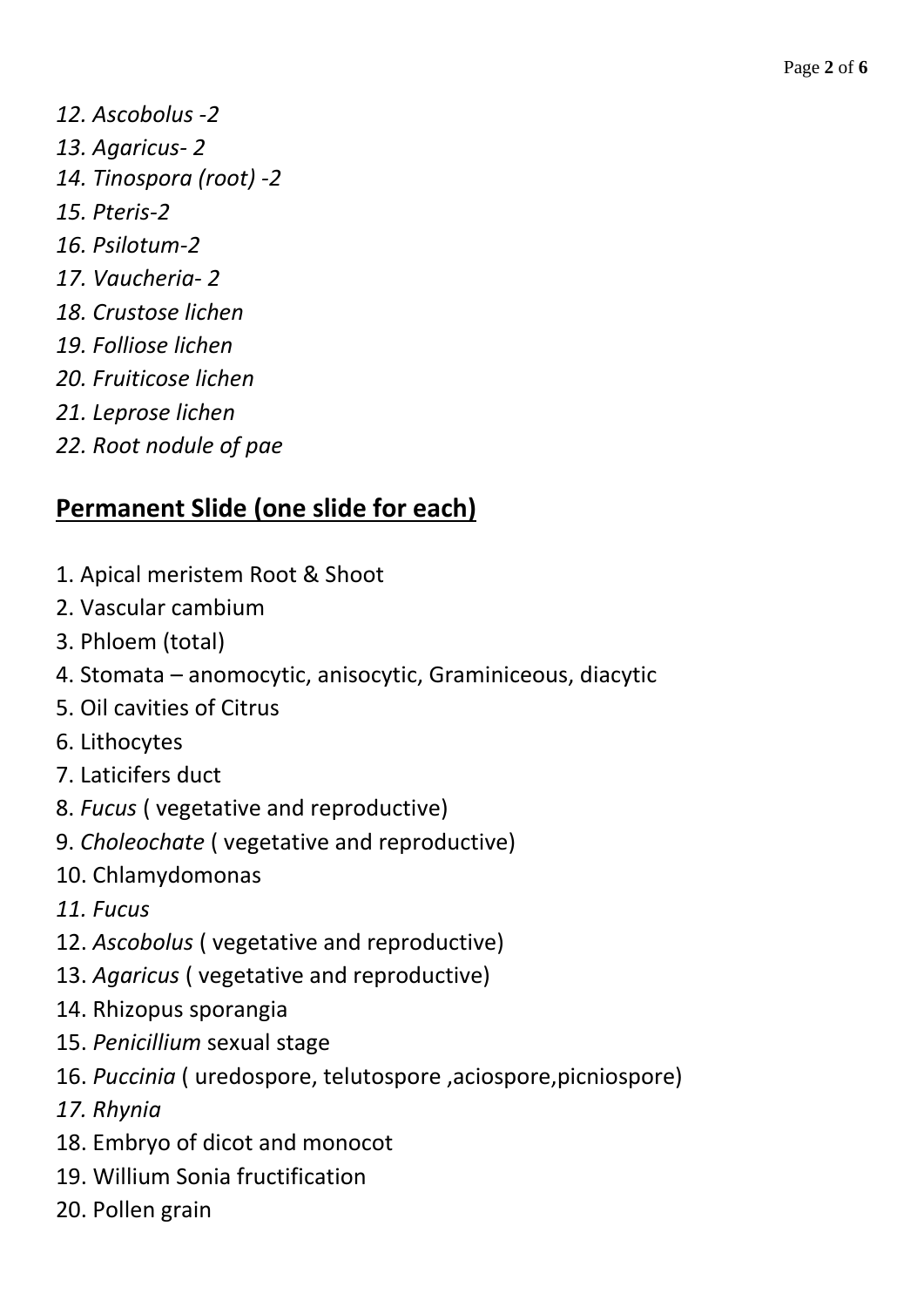*12. Ascobolus -2*
*13. Agaricus- 2*
*14. Tinospora (root) -2*
*15. Pteris-2*
*16. Psilotum-2*
*17. Vaucheria- 2*
*18. Crustose lichen*
*19. Folliose lichen*
*20. Fruiticose lichen*
*21. Leprose lichen*
*22. Root nodule of pae*

## **Permanent Slide (one slide for each)**

1. Apical meristem Root & Shoot
2. Vascular cambium
3. Phloem (total)
4. Stomata – anomocytic, anisocytic, Graminiceous, diacytic
5. Oil cavities of Citrus
6. Lithocytes
7. Laticifers duct
8. *Fucus* ( vegetative and reproductive)
9. *Choleochate* ( vegetative and reproductive)
10. Chlamydomonas
11. *Fucus*
12. *Ascobolus* ( vegetative and reproductive)
13. *Agaricus* ( vegetative and reproductive)
14. Rhizopus sporangia
15. *Penicillium* sexual stage
16. *Puccinia* ( uredospore, telutospore ,aciospore,picniospore)
17. *Rhynia*
18. Embryo of dicot and monocot
19. Willium Sonia fructification
20. Pollen grain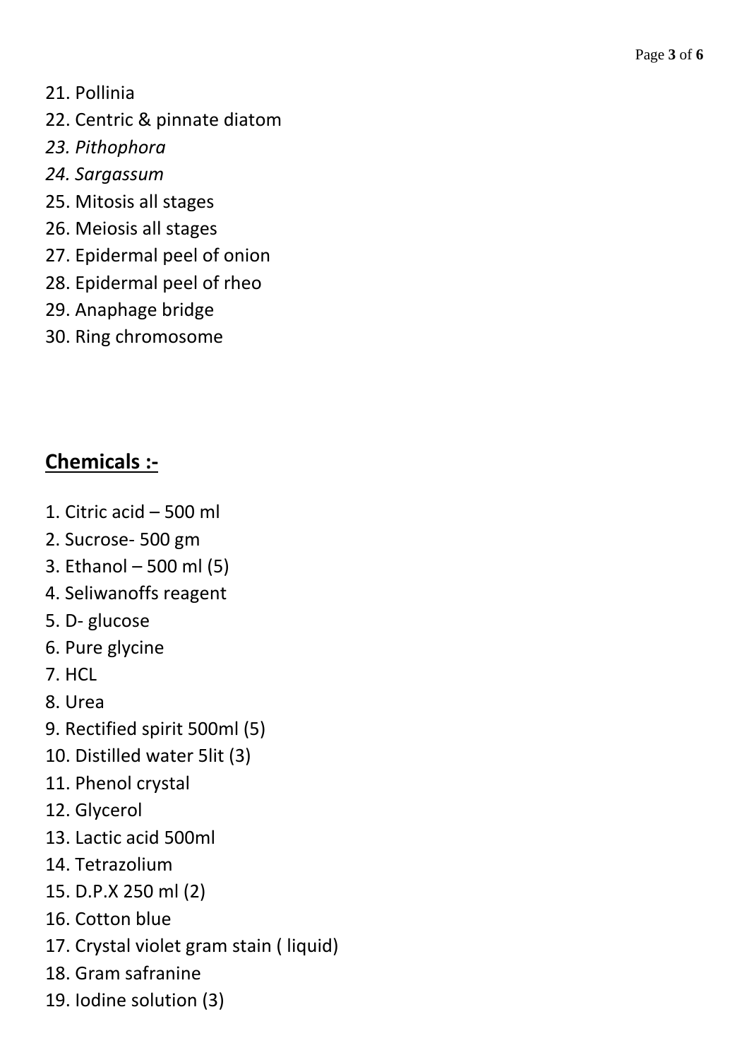21. Pollinia
22. Centric & pinnate diatom
23. *Pithophora*
24. *Sargassum*
25. Mitosis all stages
26. Meiosis all stages
27. Epidermal peel of onion
28. Epidermal peel of rheo
29. Anaphage bridge
30. Ring chromosome

## **Chemicals :-**

1. Citric acid – 500 ml
2. Sucrose- 500 gm
3. Ethanol – 500 ml (5)
4. Seliwanoffs reagent
5. D- glucose
6. Pure glycine
7. HCL
8. Urea
9. Rectified spirit 500ml (5)
10. Distilled water 5lit (3)
11. Phenol crystal
12. Glycerol
13. Lactic acid 500ml
14. Tetrazolium
15. D.P.X 250 ml (2)
16. Cotton blue
17. Crystal violet gram stain ( liquid)
18. Gram safranine
19. Iodine solution (3)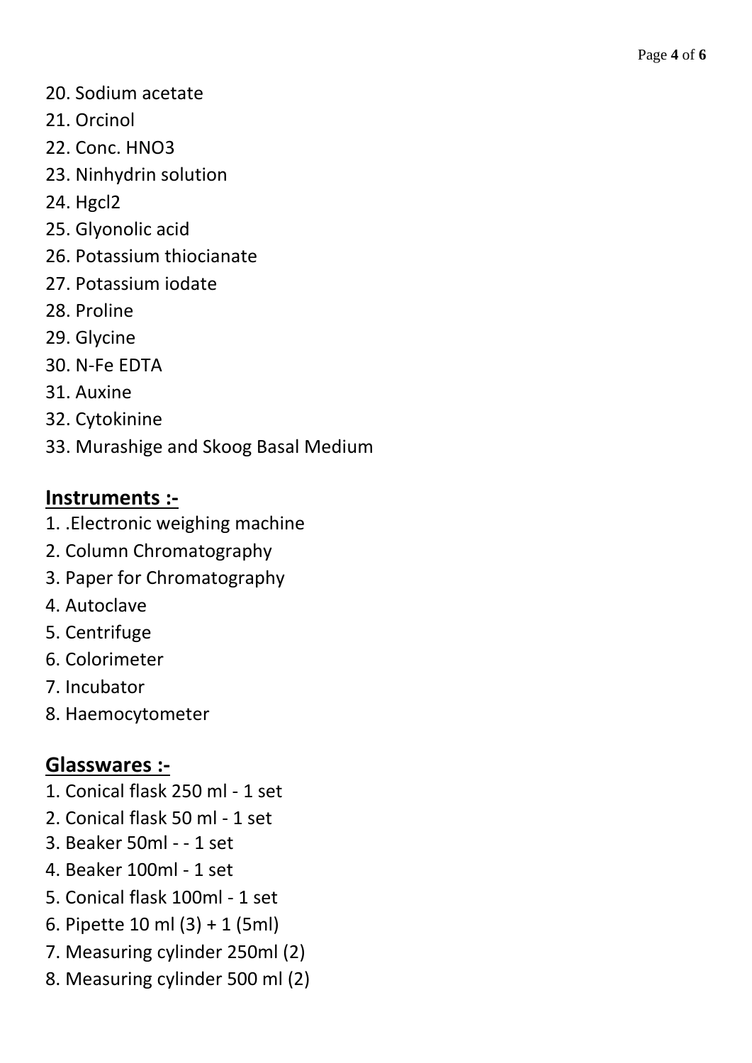20. Sodium acetate
21. Orcinol
22. Conc. $HNO_3$
23. Ninhydrin solution
24. $Hgcl_2$
25. Glyonolic acid
26. Potassium thiocianate
27. Potassium iodate
28. Proline
29. Glycine
30. N-Fe EDTA
31. Auxine
32. Cytokinine
33. Murashige and Skoog Basal Medium

## Instruments :-

1. .Electronic weighing machine
2. Column Chromatography
3. Paper for Chromatography
4. Autoclave
5. Centrifuge
6. Colorimeter
7. Incubator
8. Haemocytometer

## Glasswares :-

1. Conical flask 250 ml - 1 set
2. Conical flask 50 ml - 1 set
3. Beaker 50ml - - 1 set
4. Beaker 100ml - 1 set
5. Conical flask 100ml - 1 set
6. Pipette 10 ml (3) + 1 (5ml)
7. Measuring cylinder 250ml (2)
8. Measuring cylinder 500 ml (2)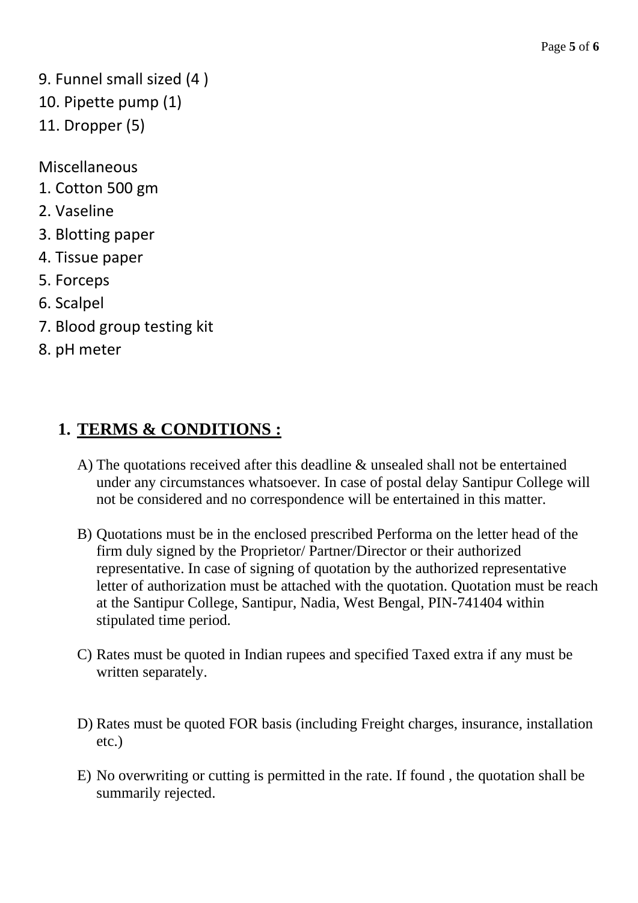9. Funnel small sized (4 )
10. Pipette pump (1)
11. Dropper (5)

Miscellaneous

1. Cotton 500 gm
2. Vaseline
3. Blotting paper
4. Tissue paper
5. Forceps
6. Scalpel
7. Blood group testing kit
8. pH meter

## 1. TERMS & CONDITIONS :

A) The quotations received after this deadline & unsealed shall not be entertained under any circumstances whatsoever. In case of postal delay Santipur College will not be considered and no correspondence will be entertained in this matter.

B) Quotations must be in the enclosed prescribed Performa on the letter head of the firm duly signed by the Proprietor/ Partner/Director or their authorized representative. In case of signing of quotation by the authorized representative letter of authorization must be attached with the quotation. Quotation must be reach at the Santipur College, Santipur, Nadia, West Bengal, PIN-741404 within stipulated time period.

C) Rates must be quoted in Indian rupees and specified Taxed extra if any must be written separately.

D) Rates must be quoted FOR basis (including Freight charges, insurance, installation etc.)

E) No overwriting or cutting is permitted in the rate. If found , the quotation shall be summarily rejected.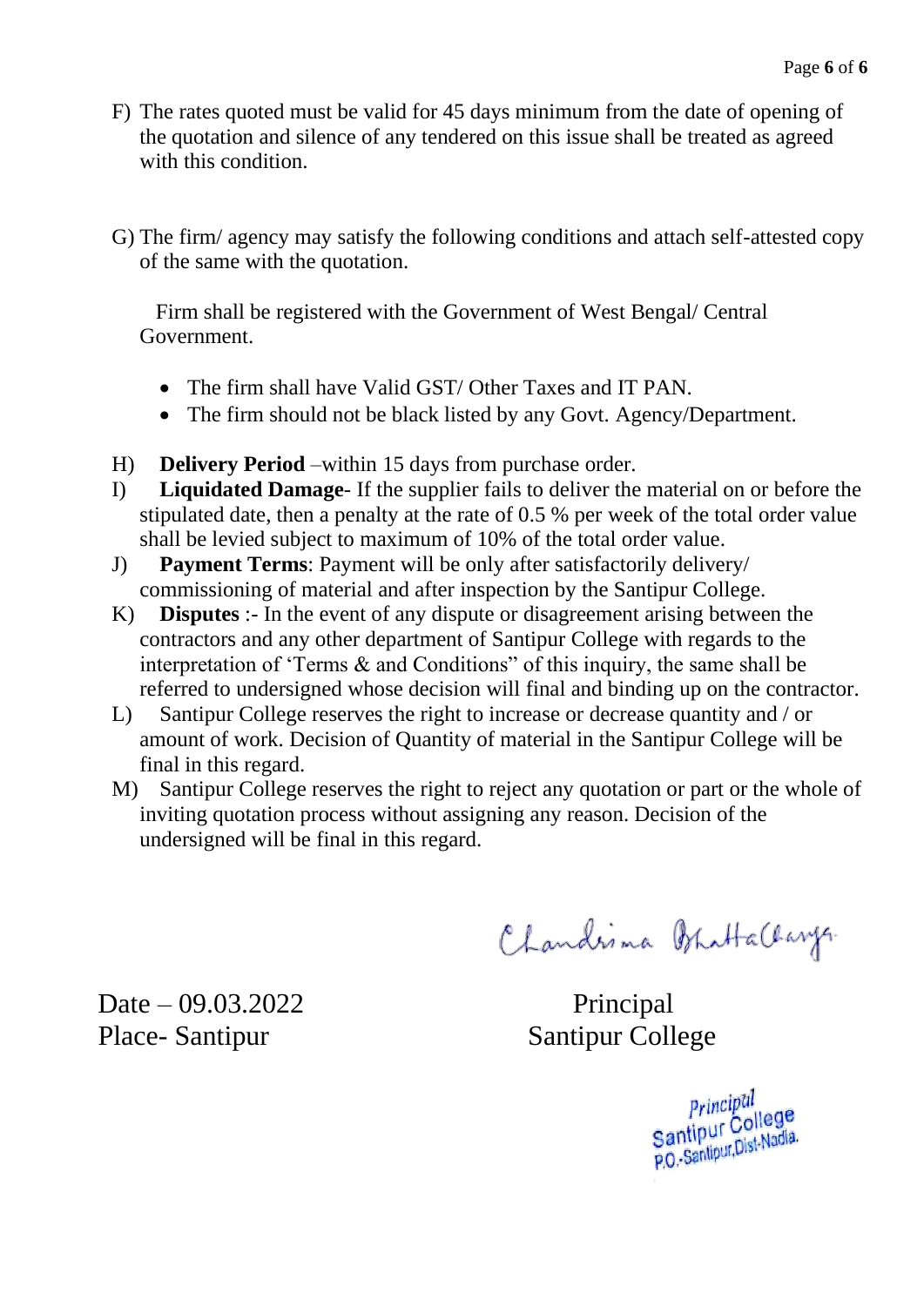F) The rates quoted must be valid for 45 days minimum from the date of opening of the quotation and silence of any tendered on this issue shall be treated as agreed with this condition.

G) The firm/ agency may satisfy the following conditions and attach self-attested copy of the same with the quotation.

Firm shall be registered with the Government of West Bengal/ Central Government.

- The firm shall have Valid GST/ Other Taxes and IT PAN.
- The firm should not be black listed by any Govt. Agency/Department.

H) **Delivery Period** –within 15 days from purchase order.

I) **Liquidated Damage**- If the supplier fails to deliver the material on or before the stipulated date, then a penalty at the rate of 0.5 % per week of the total order value shall be levied subject to maximum of 10% of the total order value.

J) **Payment Terms**: Payment will be only after satisfactorily delivery/ commissioning of material and after inspection by the Santipur College.

K) **Disputes** :- In the event of any dispute or disagreement arising between the contractors and any other department of Santipur College with regards to the interpretation of 'Terms & and Conditions" of this inquiry, the same shall be referred to undersigned whose decision will final and binding up on the contractor.

L) Santipur College reserves the right to increase or decrease quantity and / or amount of work. Decision of Quantity of material in the Santipur College will be final in this regard.

M) Santipur College reserves the right to reject any quotation or part or the whole of inviting quotation process without assigning any reason. Decision of the undersigned will be final in this regard.

Chandrima Bhattacharya

Date – 09.03.2022
Place- Santipur

Principal
Santipur College

Principal
Santipur College
P.O.-Santipur,Dist-Nadia.